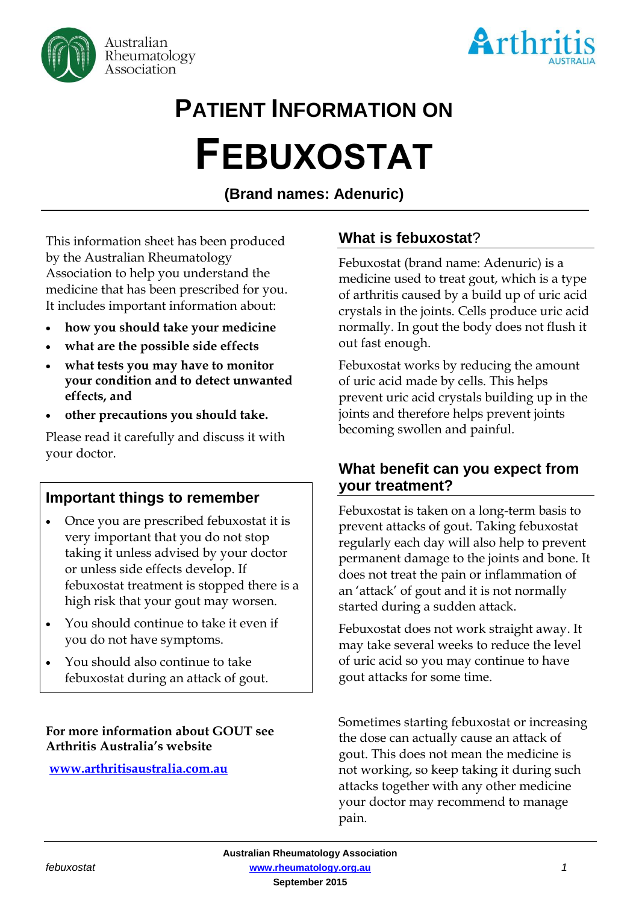Australian Rheumatology Association

Arthritis AUSTRALIA

# PATIENT INFORMATION ON

# FEBUXOSTAT

**(Brand names: Adenuric)**

This information sheet has been produced by the Australian Rheumatology Association to help you understand the medicine that has been prescribed for you. It includes important information about:

- **how you should take your medicine**
- **what are the possible side effects**
- **what tests you may have to monitor your condition and to detect unwanted effects, and**
- **other precautions you should take.**

Please read it carefully and discuss it with your doctor.

## Important things to remember

- Once you are prescribed febuxostat it is very important that you do not stop taking it unless advised by your doctor or unless side effects develop. If febuxostat treatment is stopped there is a high risk that your gout may worsen.
- You should continue to take it even if you do not have symptoms.
- You should also continue to take febuxostat during an attack of gout.

**For more information about GOUT see Arthritis Australia's website**

**www.arthritisaustralia.com.au**

## What is febuxostat?

Febuxostat (brand name: Adenuric) is a medicine used to treat gout, which is a type of arthritis caused by a build up of uric acid crystals in the joints. Cells produce uric acid normally. In gout the body does not flush it out fast enough.

Febuxostat works by reducing the amount of uric acid made by cells. This helps prevent uric acid crystals building up in the joints and therefore helps prevent joints becoming swollen and painful.

## What benefit can you expect from your treatment?

Febuxostat is taken on a long-term basis to prevent attacks of gout. Taking febuxostat regularly each day will also help to prevent permanent damage to the joints and bone. It does not treat the pain or inflammation of an 'attack' of gout and it is not normally started during a sudden attack.

Febuxostat does not work straight away. It may take several weeks to reduce the level of uric acid so you may continue to have gout attacks for some time.

Sometimes starting febuxostat or increasing the dose can actually cause an attack of gout. This does not mean the medicine is not working, so keep taking it during such attacks together with any other medicine your doctor may recommend to manage pain.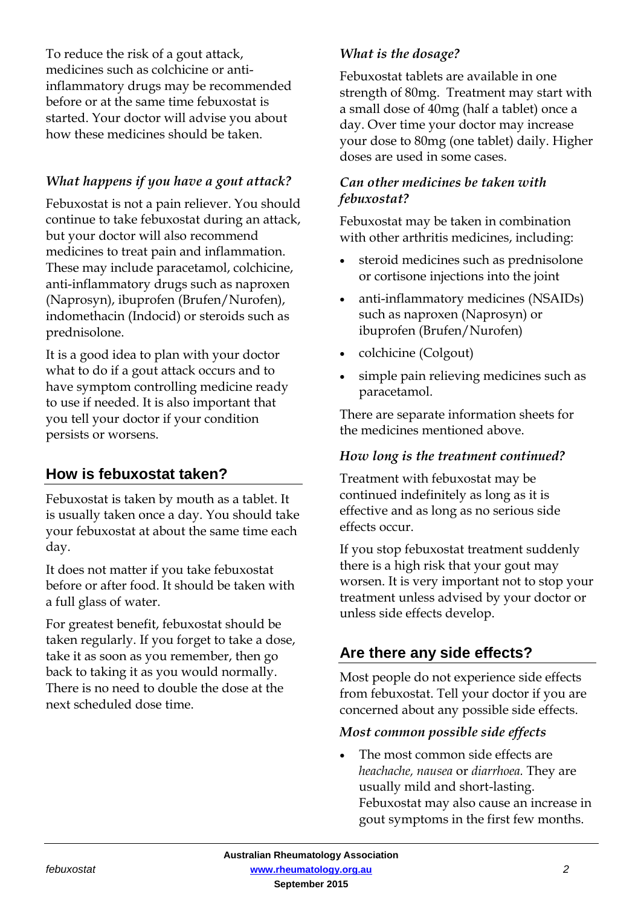To reduce the risk of a gout attack, medicines such as colchicine or anti-inflammatory drugs may be recommended before or at the same time febuxostat is started. Your doctor will advise you about how these medicines should be taken.

### *What happens if you have a gout attack?*

Febuxostat is not a pain reliever. You should continue to take febuxostat during an attack, but your doctor will also recommend medicines to treat pain and inflammation. These may include paracetamol, colchicine, anti-inflammatory drugs such as naproxen (Naprosyn), ibuprofen (Brufen/Nurofen), indomethacin (Indocid) or steroids such as prednisolone.

It is a good idea to plan with your doctor what to do if a gout attack occurs and to have symptom controlling medicine ready to use if needed. It is also important that you tell your doctor if your condition persists or worsens.

## How is febuxostat taken?

Febuxostat is taken by mouth as a tablet. It is usually taken once a day. You should take your febuxostat at about the same time each day.

It does not matter if you take febuxostat before or after food. It should be taken with a full glass of water.

For greatest benefit, febuxostat should be taken regularly. If you forget to take a dose, take it as soon as you remember, then go back to taking it as you would normally. There is no need to double the dose at the next scheduled dose time.

### *What is the dosage?*

Febuxostat tablets are available in one strength of 80mg. Treatment may start with a small dose of 40mg (half a tablet) once a day. Over time your doctor may increase your dose to 80mg (one tablet) daily. Higher doses are used in some cases.

### *Can other medicines be taken with febuxostat?*

Febuxostat may be taken in combination with other arthritis medicines, including:

- steroid medicines such as prednisolone or cortisone injections into the joint
- anti-inflammatory medicines (NSAIDs) such as naproxen (Naprosyn) or ibuprofen (Brufen/Nurofen)
- colchicine (Colgout)
- simple pain relieving medicines such as paracetamol.

There are separate information sheets for the medicines mentioned above.

### *How long is the treatment continued?*

Treatment with febuxostat may be continued indefinitely as long as it is effective and as long as no serious side effects occur.

If you stop febuxostat treatment suddenly there is a high risk that your gout may worsen. It is very important not to stop your treatment unless advised by your doctor or unless side effects develop.

## Are there any side effects?

Most people do not experience side effects from febuxostat. Tell your doctor if you are concerned about any possible side effects.

### *Most common possible side effects*

- The most common side effects are *heachache, nausea* or *diarrhoea.* They are usually mild and short-lasting. Febuxostat may also cause an increase in gout symptoms in the first few months.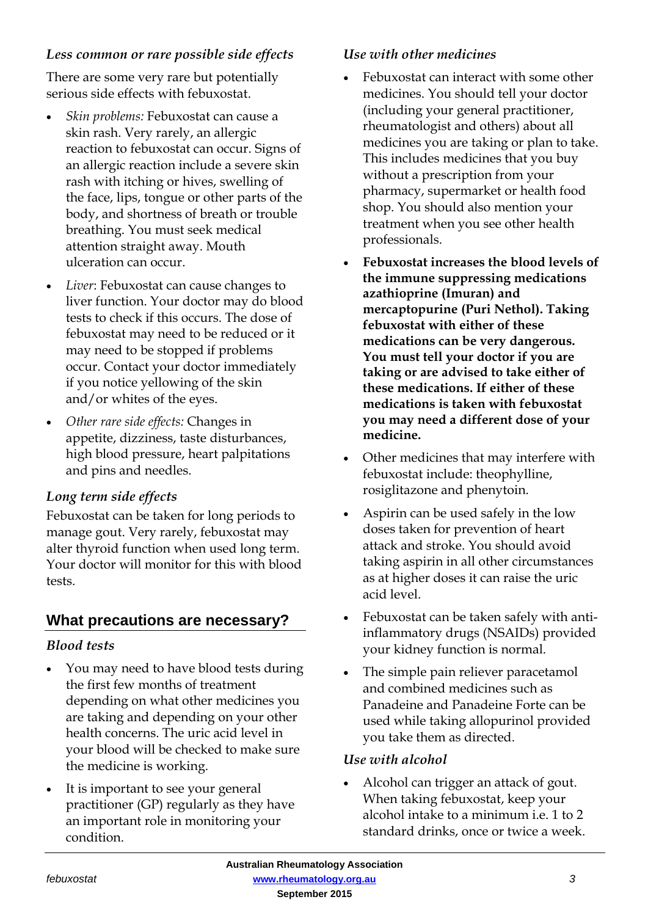### *Less common or rare possible side effects*

There are some very rare but potentially serious side effects with febuxostat.

- *Skin problems:* Febuxostat can cause a skin rash. Very rarely, an allergic reaction to febuxostat can occur. Signs of an allergic reaction include a severe skin rash with itching or hives, swelling of the face, lips, tongue or other parts of the body, and shortness of breath or trouble breathing. You must seek medical attention straight away. Mouth ulceration can occur.
- *Liver*: Febuxostat can cause changes to liver function. Your doctor may do blood tests to check if this occurs. The dose of febuxostat may need to be reduced or it may need to be stopped if problems occur. Contact your doctor immediately if you notice yellowing of the skin and/or whites of the eyes.
- *Other rare side effects:* Changes in appetite, dizziness, taste disturbances, high blood pressure, heart palpitations and pins and needles.

### *Long term side effects*

Febuxostat can be taken for long periods to manage gout. Very rarely, febuxostat may alter thyroid function when used long term. Your doctor will monitor for this with blood tests.

## What precautions are necessary?

### *Blood tests*

- You may need to have blood tests during the first few months of treatment depending on what other medicines you are taking and depending on your other health concerns. The uric acid level in your blood will be checked to make sure the medicine is working.
- It is important to see your general practitioner (GP) regularly as they have an important role in monitoring your condition.

### *Use with other medicines*

- Febuxostat can interact with some other medicines. You should tell your doctor (including your general practitioner, rheumatologist and others) about all medicines you are taking or plan to take. This includes medicines that you buy without a prescription from your pharmacy, supermarket or health food shop. You should also mention your treatment when you see other health professionals.
- **Febuxostat increases the blood levels of the immune suppressing medications azathioprine (Imuran) and mercaptopurine (Puri Nethol). Taking febuxostat with either of these medications can be very dangerous. You must tell your doctor if you are taking or are advised to take either of these medications. If either of these medications is taken with febuxostat you may need a different dose of your medicine.**
- Other medicines that may interfere with febuxostat include: theophylline, rosiglitazone and phenytoin.
- Aspirin can be used safely in the low doses taken for prevention of heart attack and stroke. You should avoid taking aspirin in all other circumstances as at higher doses it can raise the uric acid level.
- Febuxostat can be taken safely with anti-inflammatory drugs (NSAIDs) provided your kidney function is normal.
- The simple pain reliever paracetamol and combined medicines such as Panadeine and Panadeine Forte can be used while taking allopurinol provided you take them as directed.

### *Use with alcohol*

- Alcohol can trigger an attack of gout. When taking febuxostat, keep your alcohol intake to a minimum i.e. 1 to 2 standard drinks, once or twice a week.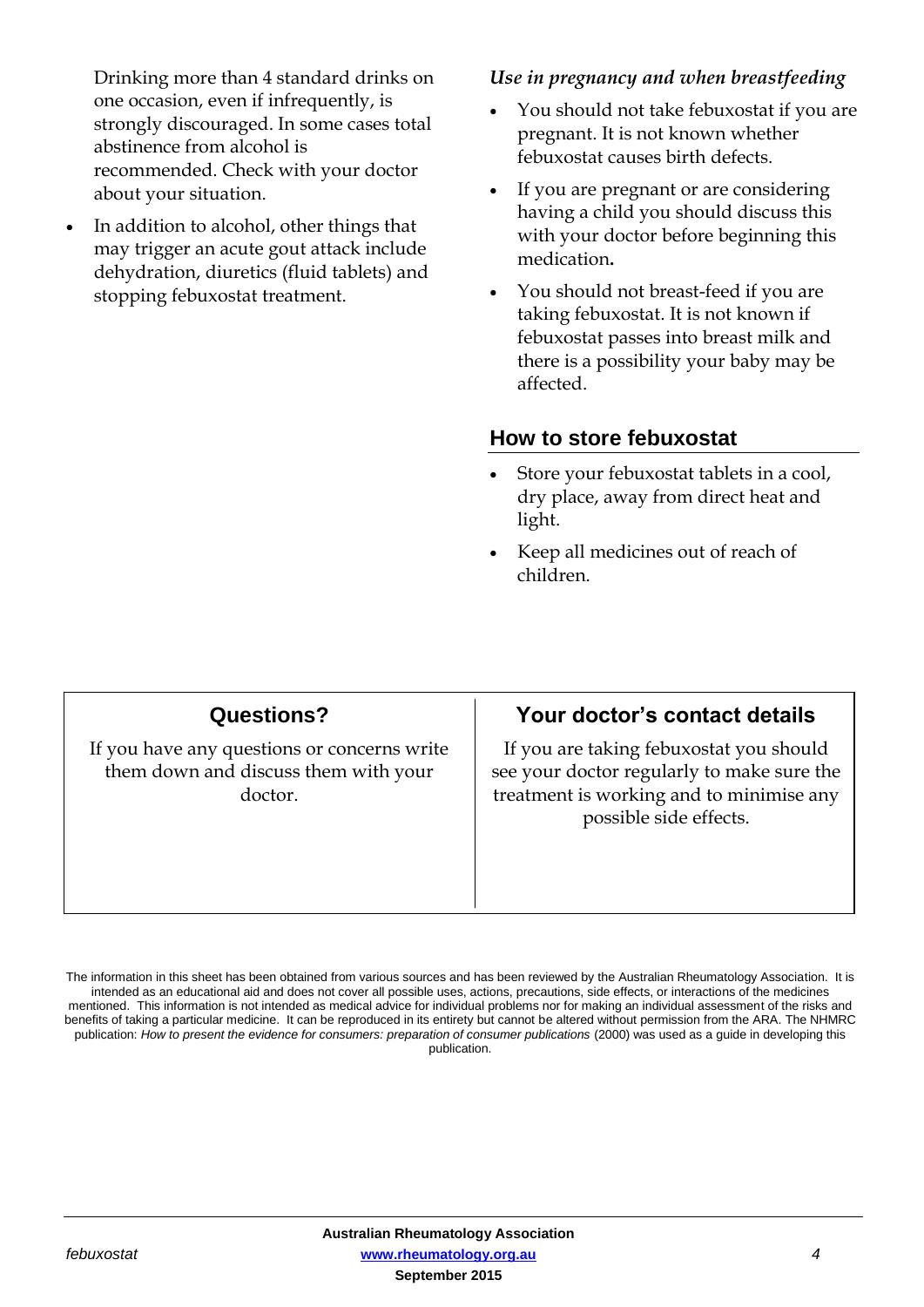Drinking more than 4 standard drinks on one occasion, even if infrequently, is strongly discouraged. In some cases total abstinence from alcohol is recommended. Check with your doctor about your situation.

- In addition to alcohol, other things that may trigger an acute gout attack include dehydration, diuretics (fluid tablets) and stopping febuxostat treatment.

### *Use in pregnancy and when breastfeeding*

- You should not take febuxostat if you are pregnant. It is not known whether febuxostat causes birth defects.
- If you are pregnant or are considering having a child you should discuss this with your doctor before beginning this medication**.**
- You should not breast-feed if you are taking febuxostat. It is not known if febuxostat passes into breast milk and there is a possibility your baby may be affected.

## How to store febuxostat

- Store your febuxostat tablets in a cool, dry place, away from direct heat and light.
- Keep all medicines out of reach of children.

### Questions?

If you have any questions or concerns write them down and discuss them with your doctor.

### Your doctor's contact details

If you are taking febuxostat you should see your doctor regularly to make sure the treatment is working and to minimise any possible side effects.

The information in this sheet has been obtained from various sources and has been reviewed by the Australian Rheumatology Association. It is intended as an educational aid and does not cover all possible uses, actions, precautions, side effects, or interactions of the medicines mentioned. This information is not intended as medical advice for individual problems nor for making an individual assessment of the risks and benefits of taking a particular medicine. It can be reproduced in its entirety but cannot be altered without permission from the ARA. The NHMRC publication: *How to present the evidence for consumers: preparation of consumer publications* (2000) was used as a guide in developing this publication.